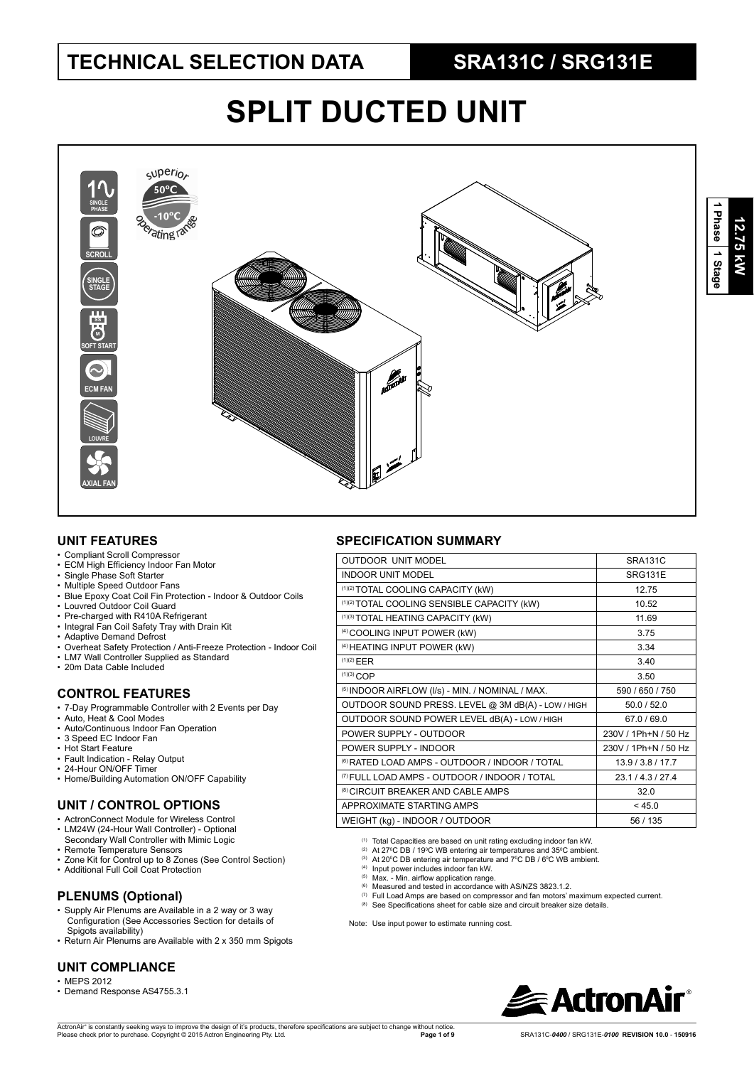# TECHNICAL SELECTION DATA — SRA131C / SRG131E

# SPLIT DUCTED UNIT

12.75 kW | 1 Phase | 1 Stage

SINGLE PHASE · SCROLL · SINGLE STAGE · SOFT START · ECM FAN · LOUVRE · AXIAL FAN

superior 50ºC -10ºC operating range

## UNIT FEATURES

- Compliant Scroll Compressor
- ECM High Efficiency Indoor Fan Motor
- Single Phase Soft Starter
- Multiple Speed Outdoor Fans
- Blue Epoxy Coat Coil Fin Protection - Indoor & Outdoor Coils
- Louvred Outdoor Coil Guard
- Pre-charged with R410A Refrigerant
- Integral Fan Coil Safety Tray with Drain Kit
- Adaptive Demand Defrost
- Overheat Safety Protection / Anti-Freeze Protection - Indoor Coil
- LM7 Wall Controller Supplied as Standard
- 20m Data Cable Included

## CONTROL FEATURES

- 7-Day Programmable Controller with 2 Events per Day
- Auto, Heat & Cool Modes
- Auto/Continuous Indoor Fan Operation
- 3 Speed EC Indoor Fan
- Hot Start Feature
- Fault Indication - Relay Output
- 24-Hour ON/OFF Timer
- Home/Building Automation ON/OFF Capability

## UNIT / CONTROL OPTIONS

- ActronConnect Module for Wireless Control
- LM24W (24-Hour Wall Controller) - Optional Secondary Wall Controller with Mimic Logic
- Remote Temperature Sensors
- Zone Kit for Control up to 8 Zones (See Control Section)
- Additional Full Coil Coat Protection

## PLENUMS (Optional)

- Supply Air Plenums are Available in a 2 way or 3 way Configuration (See Accessories Section for details of Spigots availability)
- Return Air Plenums are Available with 2 x 350 mm Spigots

## UNIT COMPLIANCE

- MEPS 2012
- Demand Response AS4755.3.1

## SPECIFICATION SUMMARY

| OUTDOOR UNIT MODEL | SRA131C |
|---|---|
| INDOOR UNIT MODEL | SRG131E |
| (1)(2) TOTAL COOLING CAPACITY (kW) | 12.75 |
| (1)(2) TOTAL COOLING SENSIBLE CAPACITY (kW) | 10.52 |
| (1)(3) TOTAL HEATING CAPACITY (kW) | 11.69 |
| (4) COOLING INPUT POWER (kW) | 3.75 |
| (4) HEATING INPUT POWER (kW) | 3.34 |
| (1)(2) EER | 3.40 |
| (1)(3) COP | 3.50 |
| (5) INDOOR AIRFLOW (l/s) - MIN. / NOMINAL / MAX. | 590 / 650 / 750 |
| OUTDOOR SOUND PRESS. LEVEL @ 3M dB(A) - LOW / HIGH | 50.0 / 52.0 |
| OUTDOOR SOUND POWER LEVEL dB(A) - LOW / HIGH | 67.0 / 69.0 |
| POWER SUPPLY - OUTDOOR | 230V / 1Ph+N / 50 Hz |
| POWER SUPPLY - INDOOR | 230V / 1Ph+N / 50 Hz |
| (6) RATED LOAD AMPS - OUTDOOR / INDOOR / TOTAL | 13.9 / 3.8 / 17.7 |
| (7) FULL LOAD AMPS - OUTDOOR / INDOOR / TOTAL | 23.1 / 4.3 / 27.4 |
| (8) CIRCUIT BREAKER AND CABLE AMPS | 32.0 |
| APPROXIMATE STARTING AMPS | < 45.0 |
| WEIGHT (kg) - INDOOR / OUTDOOR | 56 / 135 |

(1) Total Capacities are based on unit rating excluding indoor fan kW.
(2) At 27ºC DB / 19ºC WB entering air temperatures and 35ºC ambient.
(3) At 20ºC DB entering air temperature and 7ºC DB / 6ºC WB ambient.
(4) Input power includes indoor fan kW.
(5) Max. - Min. airflow application range.
(6) Measured and tested in accordance with AS/NZS 3823.1.2.
(7) Full Load Amps are based on compressor and fan motors' maximum expected current.
(8) See Specifications sheet for cable size and circuit breaker size details.

Note: Use input power to estimate running cost.

ActronAir® is constantly seeking ways to improve the design of it's products, therefore specifications are subject to change without notice. Please check prior to purchase. Copyright © 2015 Actron Engineering Pty. Ltd.

SRA131C-*0400* / SRG131E-*0100* REVISION 10.0 - 150916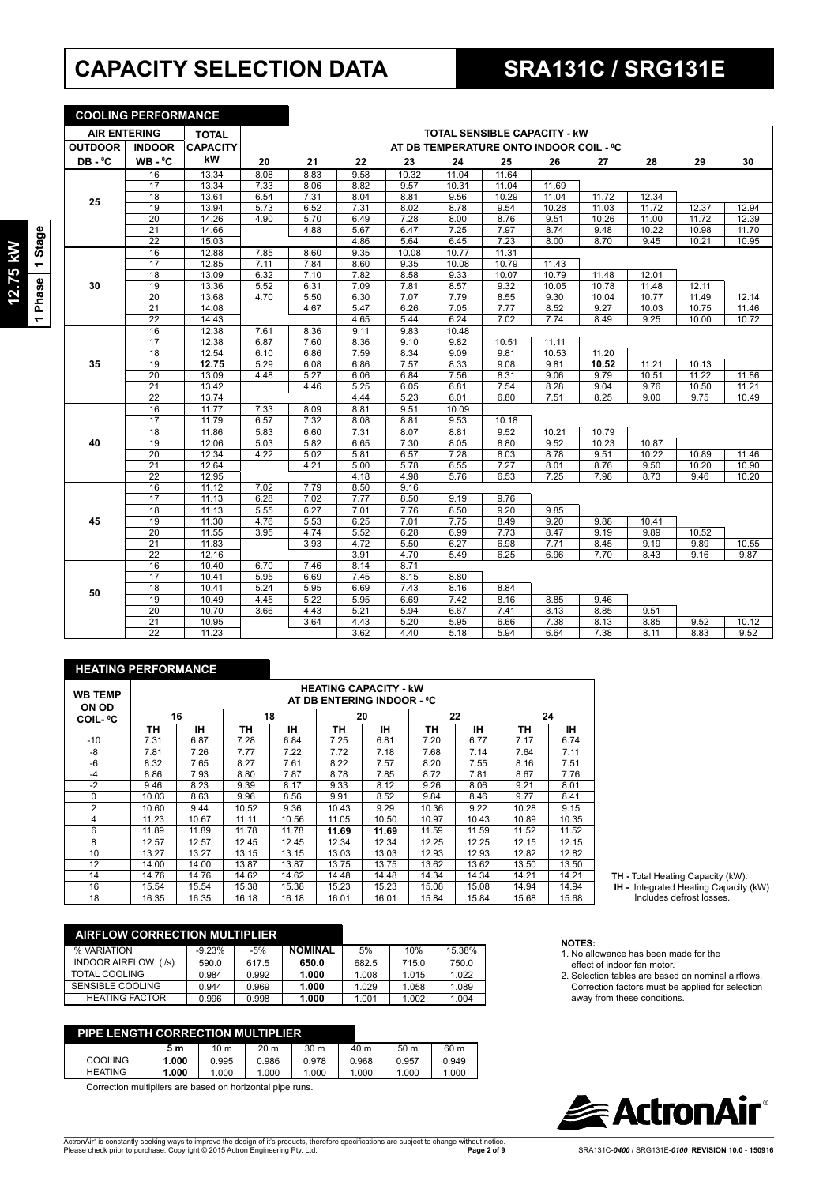# CAPACITY SELECTION DATA

# SRA131C / SRG131E

12.75 kW | 1 Phase | 1 Stage

## COOLING PERFORMANCE

| AIR ENTERING | | TOTAL | TOTAL SENSIBLE CAPACITY - kW | | | | | | | | | | |
|---|---|---|---|---|---|---|---|---|---|---|---|---|---|
| OUTDOOR | INDOOR | CAPACITY | AT DB TEMPERATURE ONTO INDOOR COIL - ⁰C | | | | | | | | | | |
| DB - ⁰C | WB - ⁰C | kW | 20 | 21 | 22 | 23 | 24 | 25 | 26 | 27 | 28 | 29 | 30 |
| 25 | 16 | 13.34 | 8.08 | 8.83 | 9.58 | 10.32 | 11.04 | 11.64 | | | | | |
| | 17 | 13.34 | 7.33 | 8.06 | 8.82 | 9.57 | 10.31 | 11.04 | 11.69 | | | | |
| | 18 | 13.61 | 6.54 | 7.31 | 8.04 | 8.81 | 9.56 | 10.29 | 11.04 | 11.72 | 12.34 | | |
| | 19 | 13.94 | 5.73 | 6.52 | 7.31 | 8.02 | 8.78 | 9.54 | 10.28 | 11.03 | 11.72 | 12.37 | 12.94 |
| | 20 | 14.26 | 4.90 | 5.70 | 6.49 | 7.28 | 8.00 | 8.76 | 9.51 | 10.26 | 11.00 | 11.72 | 12.39 |
| | 21 | 14.66 | | 4.88 | 5.67 | 6.47 | 7.25 | 7.97 | 8.74 | 9.48 | 10.22 | 10.98 | 11.70 |
| | 22 | 15.03 | | | 4.86 | 5.64 | 6.45 | 7.23 | 8.00 | 8.70 | 9.45 | 10.21 | 10.95 |
| 30 | 16 | 12.88 | 7.85 | 8.60 | 9.35 | 10.08 | 10.77 | 11.31 | | | | | |
| | 17 | 12.85 | 7.11 | 7.84 | 8.60 | 9.35 | 10.08 | 10.79 | 11.43 | | | | |
| | 18 | 13.09 | 6.32 | 7.10 | 7.82 | 8.58 | 9.33 | 10.07 | 10.79 | 11.48 | 12.01 | | |
| | 19 | 13.36 | 5.52 | 6.31 | 7.09 | 7.81 | 8.57 | 9.32 | 10.05 | 10.78 | 11.48 | 12.11 | |
| | 20 | 13.68 | 4.70 | 5.50 | 6.30 | 7.07 | 7.79 | 8.55 | 9.30 | 10.04 | 10.77 | 11.49 | 12.14 |
| | 21 | 14.08 | | 4.67 | 5.47 | 6.26 | 7.05 | 7.77 | 8.52 | 9.27 | 10.03 | 10.75 | 11.46 |
| | 22 | 14.43 | | | 4.65 | 5.44 | 6.24 | 7.02 | 7.74 | 8.49 | 9.25 | 10.00 | 10.72 |
| 35 | 16 | 12.38 | 7.61 | 8.36 | 9.11 | 9.83 | 10.48 | | | | | | |
| | 17 | 12.38 | 6.87 | 7.60 | 8.36 | 9.10 | 9.82 | 10.51 | 11.11 | | | | |
| | 18 | 12.54 | 6.10 | 6.86 | 7.59 | 8.34 | 9.09 | 9.81 | 10.53 | 11.20 | | | |
| | 19 | **12.75** | 5.29 | 6.08 | 6.86 | 7.57 | 8.33 | 9.08 | 9.81 | **10.52** | 11.21 | 10.13 | |
| | 20 | 13.09 | 4.48 | 5.27 | 6.06 | 6.84 | 7.56 | 8.31 | 9.06 | 9.79 | 10.51 | 11.22 | 11.86 |
| | 21 | 13.42 | | 4.46 | 5.25 | 6.05 | 6.81 | 7.54 | 8.28 | 9.04 | 9.76 | 10.50 | 11.21 |
| | 22 | 13.74 | | | 4.44 | 5.23 | 6.01 | 6.80 | 7.51 | 8.25 | 9.00 | 9.75 | 10.49 |
| 40 | 16 | 11.77 | 7.33 | 8.09 | 8.81 | 9.51 | 10.09 | | | | | | |
| | 17 | 11.79 | 6.57 | 7.32 | 8.08 | 8.81 | 9.53 | 10.18 | | | | | |
| | 18 | 11.86 | 5.83 | 6.60 | 7.31 | 8.07 | 8.81 | 9.52 | 10.21 | 10.79 | | | |
| | 19 | 12.06 | 5.03 | 5.82 | 6.65 | 7.30 | 8.05 | 8.80 | 9.52 | 10.23 | 10.87 | | |
| | 20 | 12.34 | 4.22 | 5.02 | 5.81 | 6.57 | 7.28 | 8.03 | 8.78 | 9.51 | 10.22 | 10.89 | 11.46 |
| | 21 | 12.64 | | 4.21 | 5.00 | 5.78 | 6.55 | 7.27 | 8.01 | 8.76 | 9.50 | 10.20 | 10.90 |
| | 22 | 12.95 | | | 4.18 | 4.98 | 5.76 | 6.53 | 7.25 | 7.98 | 8.73 | 9.46 | 10.20 |
| 45 | 16 | 11.12 | 7.02 | 7.79 | 8.50 | 9.16 | | | | | | | |
| | 17 | 11.13 | 6.28 | 7.02 | 7.77 | 8.50 | 9.19 | 9.76 | | | | | |
| | 18 | 11.13 | 5.55 | 6.27 | 7.01 | 7.76 | 8.50 | 9.20 | 9.85 | | | | |
| | 19 | 11.30 | 4.76 | 5.53 | 6.25 | 7.01 | 7.75 | 8.49 | 9.20 | 9.88 | 10.41 | | |
| | 20 | 11.55 | 3.95 | 4.74 | 5.52 | 6.28 | 6.99 | 7.73 | 8.47 | 9.19 | 9.89 | 10.52 | |
| | 21 | 11.83 | | 3.93 | 4.72 | 5.50 | 6.27 | 6.98 | 7.71 | 8.45 | 9.19 | 9.89 | 10.55 |
| | 22 | 12.16 | | | 3.91 | 4.70 | 5.49 | 6.25 | 6.96 | 7.70 | 8.43 | 9.16 | 9.87 |
| 50 | 16 | 10.40 | 6.70 | 7.46 | 8.14 | 8.71 | | | | | | | |
| | 17 | 10.41 | 5.95 | 6.69 | 7.45 | 8.15 | 8.80 | | | | | | |
| | 18 | 10.41 | 5.24 | 5.95 | 6.69 | 7.43 | 8.16 | 8.84 | | | | | |
| | 19 | 10.49 | 4.45 | 5.22 | 5.95 | 6.69 | 7.42 | 8.16 | 8.85 | 9.46 | | | |
| | 20 | 10.70 | 3.66 | 4.43 | 5.21 | 5.94 | 6.67 | 7.41 | 8.13 | 8.85 | 9.51 | | |
| | 21 | 10.95 | | 3.64 | 4.43 | 5.20 | 5.95 | 6.66 | 7.38 | 8.13 | 8.85 | 9.52 | 10.12 |
| | 22 | 11.23 | | | 3.62 | 4.40 | 5.18 | 5.94 | 6.64 | 7.38 | 8.11 | 8.83 | 9.52 |

## HEATING PERFORMANCE

| WB TEMP ON OD COIL- ⁰C | HEATING CAPACITY - kW AT DB ENTERING INDOOR - ⁰C | | | | | | | | | |
|---|---|---|---|---|---|---|---|---|---|---|
| | 16 | | 18 | | 20 | | 22 | | 24 | |
| | TH | IH | TH | IH | TH | IH | TH | IH | TH | IH |
| -10 | 7.31 | 6.87 | 7.28 | 6.84 | 7.25 | 6.81 | 7.20 | 6.77 | 7.17 | 6.74 |
| -8 | 7.81 | 7.26 | 7.77 | 7.22 | 7.72 | 7.18 | 7.68 | 7.14 | 7.64 | 7.11 |
| -6 | 8.32 | 7.65 | 8.27 | 7.61 | 8.22 | 7.57 | 8.20 | 7.55 | 8.16 | 7.51 |
| -4 | 8.86 | 7.93 | 8.80 | 7.87 | 8.78 | 7.85 | 8.72 | 7.81 | 8.67 | 7.76 |
| -2 | 9.46 | 8.23 | 9.39 | 8.17 | 9.33 | 8.12 | 9.26 | 8.06 | 9.21 | 8.01 |
| 0 | 10.03 | 8.63 | 9.96 | 8.56 | 9.91 | 8.52 | 9.84 | 8.46 | 9.77 | 8.41 |
| 2 | 10.60 | 9.44 | 10.52 | 9.36 | 10.43 | 9.29 | 10.36 | 9.22 | 10.28 | 9.15 |
| 4 | 11.23 | 10.67 | 11.11 | 10.56 | 11.05 | 10.50 | 10.97 | 10.43 | 10.89 | 10.35 |
| 6 | 11.89 | 11.89 | 11.78 | 11.78 | **11.69** | **11.69** | 11.59 | 11.59 | 11.52 | 11.52 |
| 8 | 12.57 | 12.57 | 12.45 | 12.45 | 12.34 | 12.34 | 12.25 | 12.25 | 12.15 | 12.15 |
| 10 | 13.27 | 13.27 | 13.15 | 13.15 | 13.03 | 13.03 | 12.93 | 12.93 | 12.82 | 12.82 |
| 12 | 14.00 | 14.00 | 13.87 | 13.87 | 13.75 | 13.75 | 13.62 | 13.62 | 13.50 | 13.50 |
| 14 | 14.76 | 14.76 | 14.62 | 14.62 | 14.48 | 14.48 | 14.34 | 14.34 | 14.21 | 14.21 |
| 16 | 15.54 | 15.54 | 15.38 | 15.38 | 15.23 | 15.23 | 15.08 | 15.08 | 14.94 | 14.94 |
| 18 | 16.35 | 16.35 | 16.18 | 16.18 | 16.01 | 16.01 | 15.84 | 15.84 | 15.68 | 15.68 |

**TH -** Total Heating Capacity (kW).
**IH -** Integrated Heating Capacity (kW) Includes defrost losses.

## AIRFLOW CORRECTION MULTIPLIER

| % VARIATION | -9.23% | -5% | NOMINAL | 5% | 10% | 15.38% |
|---|---|---|---|---|---|---|
| INDOOR AIRFLOW (l/s) | 590.0 | 617.5 | **650.0** | 682.5 | 715.0 | 750.0 |
| TOTAL COOLING | 0.984 | 0.992 | **1.000** | 1.008 | 1.015 | 1.022 |
| SENSIBLE COOLING | 0.944 | 0.969 | **1.000** | 1.029 | 1.058 | 1.089 |
| HEATING FACTOR | 0.996 | 0.998 | **1.000** | 1.001 | 1.002 | 1.004 |

## PIPE LENGTH CORRECTION MULTIPLIER

| | 5 m | 10 m | 20 m | 30 m | 40 m | 50 m | 60 m |
|---|---|---|---|---|---|---|---|
| COOLING | **1.000** | 0.995 | 0.986 | 0.978 | 0.968 | 0.957 | 0.949 |
| HEATING | **1.000** | 1.000 | 1.000 | 1.000 | 1.000 | 1.000 | 1.000 |

Correction multipliers are based on horizontal pipe runs.

**NOTES:**

1. No allowance has been made for the effect of indoor fan motor.
2. Selection tables are based on nominal airflows. Correction factors must be applied for selection away from these conditions.

ActronAir® is constantly seeking ways to improve the design of it's products, therefore specifications are subject to change without notice. Please check prior to purchase. Copyright © 2015 Actron Engineering Pty. Ltd.

SRA131C-*0400* / SRG131E-*0100* **REVISION 10.0 - 150916**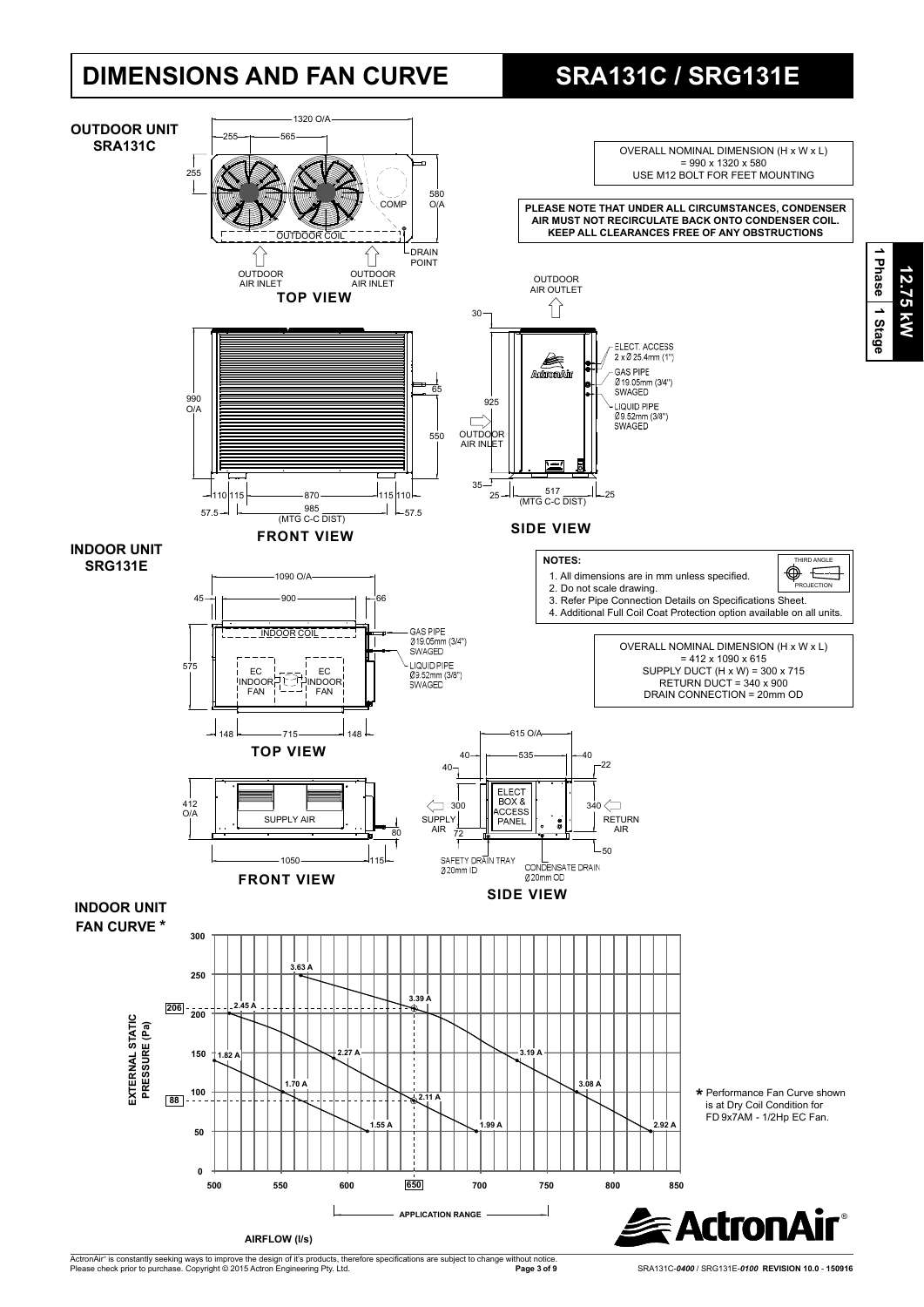# DIMENSIONS AND FAN CURVE

# SRA131C / SRG131E

**12.75 kW** | **1 Phase** | **1 Stage**

## OUTDOOR UNIT SRA131C

OVERALL NOMINAL DIMENSION (H x W x L) = 990 x 1320 x 580
USE M12 BOLT FOR FEET MOUNTING

**PLEASE NOTE THAT UNDER ALL CIRCUMSTANCES, CONDENSER AIR MUST NOT RECIRCULATE BACK ONTO CONDENSER COIL. KEEP ALL CLEARANCES FREE OF ANY OBSTRUCTIONS**

### TOP VIEW

1320 O/A, 255, 565, 255, 580 O/A, COMP, OUTDOOR COIL, DRAIN POINT, OUTDOOR AIR INLET, OUTDOOR AIR INLET

### FRONT VIEW

990 O/A, 65, 550, 110, 115, 870, 115, 110, 57.5, 985 (MTG C-C DIST), 57.5

### SIDE VIEW

OUTDOOR AIR OUTLET, 30, 925, OUTDOOR AIR INLET, 35, 25, 517 (MTG C-C DIST), 25

- ELECT. ACCESS 2 x Ø 25.4mm (1")
- GAS PIPE Ø 19.05mm (3/4") SWAGED
- LIQUID PIPE Ø 9.52mm (3/8") SWAGED

## INDOOR UNIT SRG131E

**NOTES:**

1. All dimensions are in mm unless specified.
2. Do not scale drawing.
3. Refer Pipe Connection Details on Specifications Sheet.
4. Additional Full Coil Coat Protection option available on all units.

THIRD ANGLE PROJECTION

OVERALL NOMINAL DIMENSION (H x W x L) = 412 x 1090 x 615
SUPPLY DUCT (H x W) = 300 x 715
RETURN DUCT = 340 x 900
DRAIN CONNECTION = 20mm OD

### TOP VIEW

1090 O/A, 45, 900, 66, 575, INDOOR COIL, EC INDOOR FAN, EC INDOOR FAN, 148, 715, 148

- GAS PIPE Ø19.05mm (3/4") SWAGED
- LIQUID PIPE Ø9.52mm (3/8") SWAGED

### FRONT VIEW

412 O/A, SUPPLY AIR, 80, 1050, 115

### SIDE VIEW

615 O/A, 40, 535, 40, 40, 22, 300, SUPPLY AIR, 72, ELECT BOX & ACCESS PANEL, 340, RETURN AIR, 50

SAFETY DRAIN TRAY Ø20mm ID, CONDENSATE DRAIN Ø20mm OD

## INDOOR UNIT FAN CURVE *

EXTERNAL STATIC PRESSURE (Pa) vs AIRFLOW (l/s)

Curve points: 3.63 A, 3.39 A, 3.19 A, 3.08 A, 2.92 A; 2.45 A, 2.27 A, 2.11 A, 1.99 A; 1.82 A, 1.70 A, 1.55 A

Marked design point: 206 Pa / 88 Pa at 650 l/s

APPLICATION RANGE

* Performance Fan Curve shown is at Dry Coil Condition for FD 9x7AM - 1/2Hp EC Fan.

ActronAir® is constantly seeking ways to improve the design of it's products, therefore specifications are subject to change without notice. Please check prior to purchase. Copyright © 2015 Actron Engineering Pty. Ltd.

SRA131C-*0400* / SRG131E-*0100* **REVISION 10.0 - 150916**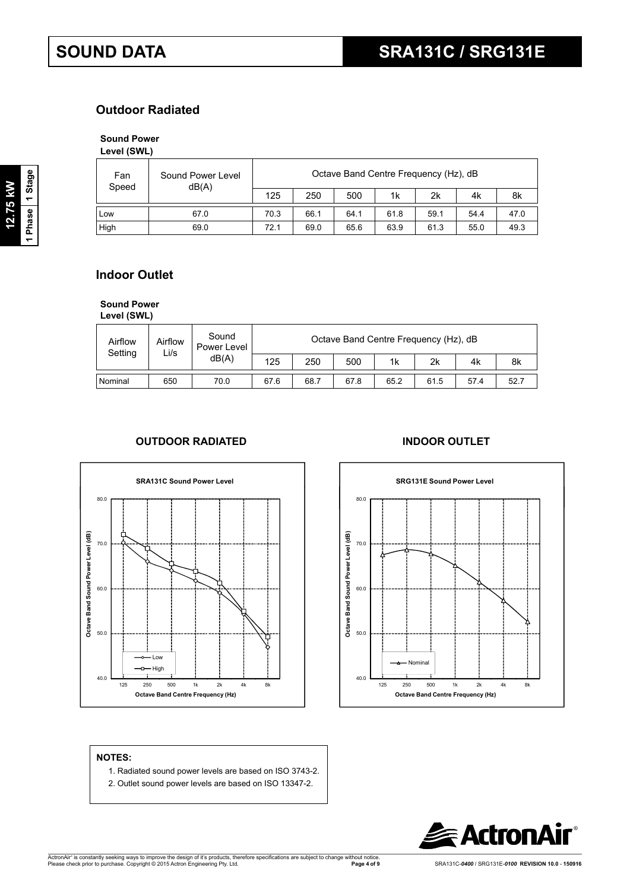# SOUND DATA

## SRA131C / SRG131E

### Outdoor Radiated

**Sound Power Level (SWL)**

| Fan Speed | Sound Power Level dB(A) | Octave Band Centre Frequency (Hz), dB | | | | | | |
|---|---|---|---|---|---|---|---|---|
| | | 125 | 250 | 500 | 1k | 2k | 4k | 8k |
| Low | 67.0 | 70.3 | 66.1 | 64.1 | 61.8 | 59.1 | 54.4 | 47.0 |
| High | 69.0 | 72.1 | 69.0 | 65.6 | 63.9 | 61.3 | 55.0 | 49.3 |

### Indoor Outlet

**Sound Power Level (SWL)**

| Airflow Setting | Airflow Li/s | Sound Power Level dB(A) | Octave Band Centre Frequency (Hz), dB | | | | | | |
|---|---|---|---|---|---|---|---|---|---|
| | | | 125 | 250 | 500 | 1k | 2k | 4k | 8k |
| Nominal | 650 | 70.0 | 67.6 | 68.7 | 67.8 | 65.2 | 61.5 | 57.4 | 52.7 |

**OUTDOOR RADIATED**

SRA131C Sound Power Level

**INDOOR OUTLET**

SRG131E Sound Power Level

**NOTES:**

1. Radiated sound power levels are based on ISO 3743-2.
2. Outlet sound power levels are based on ISO 13347-2.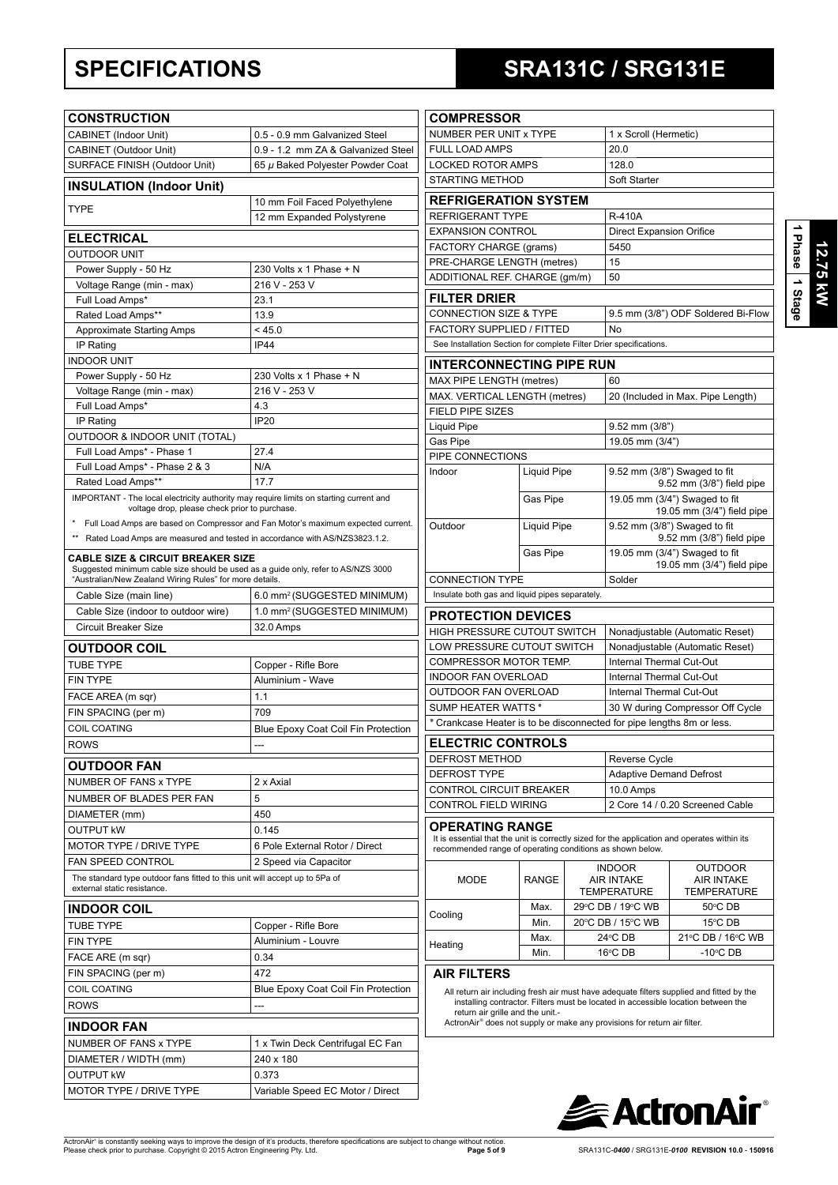# SPECIFICATIONS

# SRA131C / SRG131E

1 Phase | 1 Stage | 12.75 kW

## CONSTRUCTION

| | |
|---|---|
| CABINET (Indoor Unit) | 0.5 - 0.9 mm Galvanized Steel |
| CABINET (Outdoor Unit) | 0.9 - 1.2 mm ZA & Galvanized Steel |
| SURFACE FINISH (Outdoor Unit) | 65 μ Baked Polyester Powder Coat |

## INSULATION (Indoor Unit)

| | |
|---|---|
| TYPE | 10 mm Foil Faced Polyethylene |
| | 12 mm Expanded Polystyrene |

## ELECTRICAL

| | |
|---|---|
| OUTDOOR UNIT | |
| Power Supply - 50 Hz | 230 Volts x 1 Phase + N |
| Voltage Range (min - max) | 216 V - 253 V |
| Full Load Amps* | 23.1 |
| Rated Load Amps** | 13.9 |
| Approximate Starting Amps | < 45.0 |
| IP Rating | IP44 |
| INDOOR UNIT | |
| Power Supply - 50 Hz | 230 Volts x 1 Phase + N |
| Voltage Range (min - max) | 216 V - 253 V |
| Full Load Amps* | 4.3 |
| IP Rating | IP20 |
| OUTDOOR & INDOOR UNIT (TOTAL) | |
| Full Load Amps* - Phase 1 | 27.4 |
| Full Load Amps* - Phase 2 & 3 | N/A |
| Rated Load Amps** | 17.7 |

IMPORTANT - The local electricity authority may require limits on starting current and voltage drop, please check prior to purchase.

\* Full Load Amps are based on Compressor and Fan Motor's maximum expected current.

\*\* Rated Load Amps are measured and tested in accordance with AS/NZS3823.1.2.

**CABLE SIZE & CIRCUIT BREAKER SIZE**
Suggested minimum cable size should be used as a guide only, refer to AS/NZS 3000 "Australian/New Zealand Wiring Rules" for more details.

| | |
|---|---|
| Cable Size (main line) | 6.0 mm² (SUGGESTED MINIMUM) |
| Cable Size (indoor to outdoor wire) | 1.0 mm² (SUGGESTED MINIMUM) |
| Circuit Breaker Size | 32.0 Amps |

## OUTDOOR COIL

| | |
|---|---|
| TUBE TYPE | Copper - Rifle Bore |
| FIN TYPE | Aluminium - Wave |
| FACE AREA (m sqr) | 1.1 |
| FIN SPACING (per m) | 709 |
| COIL COATING | Blue Epoxy Coat Coil Fin Protection |
| ROWS | --- |

## OUTDOOR FAN

| | |
|---|---|
| NUMBER OF FANS x TYPE | 2 x Axial |
| NUMBER OF BLADES PER FAN | 5 |
| DIAMETER (mm) | 450 |
| OUTPUT kW | 0.145 |
| MOTOR TYPE / DRIVE TYPE | 6 Pole External Rotor / Direct |
| FAN SPEED CONTROL | 2 Speed via Capacitor |

The standard type outdoor fans fitted to this unit will accept up to 5Pa of external static resistance.

## INDOOR COIL

| | |
|---|---|
| TUBE TYPE | Copper - Rifle Bore |
| FIN TYPE | Aluminium - Louvre |
| FACE ARE (m sqr) | 0.34 |
| FIN SPACING (per m) | 472 |
| COIL COATING | Blue Epoxy Coat Coil Fin Protection |
| ROWS | --- |

## INDOOR FAN

| | |
|---|---|
| NUMBER OF FANS x TYPE | 1 x Twin Deck Centrifugal EC Fan |
| DIAMETER / WIDTH (mm) | 240 x 180 |
| OUTPUT kW | 0.373 |
| MOTOR TYPE / DRIVE TYPE | Variable Speed EC Motor / Direct |

## COMPRESSOR

| | |
|---|---|
| NUMBER PER UNIT x TYPE | 1 x Scroll (Hermetic) |
| FULL LOAD AMPS | 20.0 |
| LOCKED ROTOR AMPS | 128.0 |
| STARTING METHOD | Soft Starter |

## REFRIGERATION SYSTEM

| | |
|---|---|
| REFRIGERANT TYPE | R-410A |
| EXPANSION CONTROL | Direct Expansion Orifice |
| FACTORY CHARGE (grams) | 5450 |
| PRE-CHARGE LENGTH (metres) | 15 |
| ADDITIONAL REF. CHARGE (gm/m) | 50 |

## FILTER DRIER

| | |
|---|---|
| CONNECTION SIZE & TYPE | 9.5 mm (3/8") ODF Soldered Bi-Flow |
| FACTORY SUPPLIED / FITTED | No |

See Installation Section for complete Filter Drier specifications.

## INTERCONNECTING PIPE RUN

| | | |
|---|---|---|
| MAX PIPE LENGTH (metres) | | 60 |
| MAX. VERTICAL LENGTH (metres) | | 20 (Included in Max. Pipe Length) |
| FIELD PIPE SIZES | | |
| Liquid Pipe | | 9.52 mm (3/8") |
| Gas Pipe | | 19.05 mm (3/4") |
| PIPE CONNECTIONS | | |
| Indoor | Liquid Pipe | 9.52 mm (3/8") Swaged to fit 9.52 mm (3/8") field pipe |
| | Gas Pipe | 19.05 mm (3/4") Swaged to fit 19.05 mm (3/4") field pipe |
| Outdoor | Liquid Pipe | 9.52 mm (3/8") Swaged to fit 9.52 mm (3/8") field pipe |
| | Gas Pipe | 19.05 mm (3/4") Swaged to fit 19.05 mm (3/4") field pipe |
| CONNECTION TYPE | | Solder |

Insulate both gas and liquid pipes separately.

## PROTECTION DEVICES

| | |
|---|---|
| HIGH PRESSURE CUTOUT SWITCH | Nonadjustable (Automatic Reset) |
| LOW PRESSURE CUTOUT SWITCH | Nonadjustable (Automatic Reset) |
| COMPRESSOR MOTOR TEMP. | Internal Thermal Cut-Out |
| INDOOR FAN OVERLOAD | Internal Thermal Cut-Out |
| OUTDOOR FAN OVERLOAD | Internal Thermal Cut-Out |
| SUMP HEATER WATTS * | 30 W during Compressor Off Cycle |

\* Crankcase Heater is to be disconnected for pipe lengths 8m or less.

## ELECTRIC CONTROLS

| | |
|---|---|
| DEFROST METHOD | Reverse Cycle |
| DEFROST TYPE | Adaptive Demand Defrost |
| CONTROL CIRCUIT BREAKER | 10.0 Amps |
| CONTROL FIELD WIRING | 2 Core 14 / 0.20 Screened Cable |

## OPERATING RANGE

It is essential that the unit is correctly sized for the application and operates within its recommended range of operating conditions as shown below.

| MODE | RANGE | INDOOR AIR INTAKE TEMPERATURE | OUTDOOR AIR INTAKE TEMPERATURE |
|---|---|---|---|
| Cooling | Max. | 29°C DB / 19°C WB | 50°C DB |
| | Min. | 20°C DB / 15°C WB | 15°C DB |
| Heating | Max. | 24°C DB | 21°C DB / 16°C WB |
| | Min. | 16°C DB | -10°C DB |

## AIR FILTERS

All return air including fresh air must have adequate filters supplied and fitted by the installing contractor. Filters must be located in accessible location between the return air grille and the unit.-

ActronAir® does not supply or make any provisions for return air filter.

ActronAir®

ActronAir® is constantly seeking ways to improve the design of it's products, therefore specifications are subject to change without notice. Please check prior to purchase. Copyright © 2015 Actron Engineering Pty. Ltd.

SRA131C-*0400* / SRG131E-*0100* REVISION 10.0 - 150916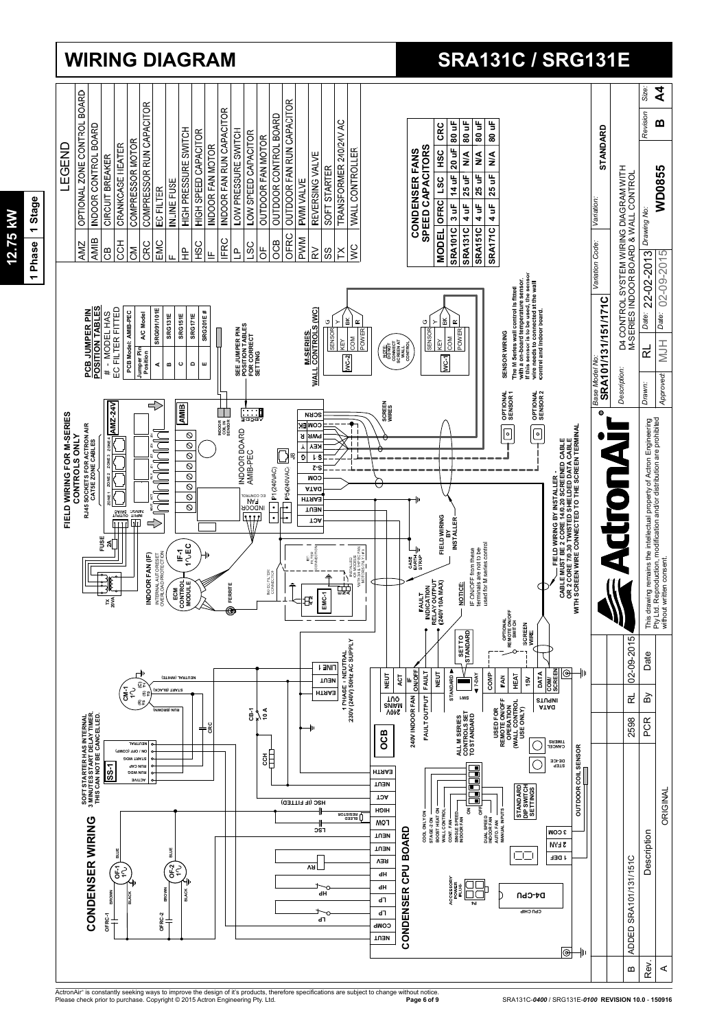# WIRING DIAGRAM

# SRA131C / SRG131E

**12.75 kW**

**1 Phase | 1 Stage**

## LEGEND

| | |
|---|---|
| AMZ | OPTIONAL ZONE CONTROL BOARD |
| AMIB | INDOOR CONTROL BOARD |
| CB | CIRCUIT BREAKER |
| CCH | CRANKCASE HEATER |
| CM | COMPRESSOR MOTOR |
| CRC | COMPRESSOR RUN CAPACITOR |
| EMC | EC FILTER |
| F | IN.LINE FUSE |
| HP | HIGH PRESSURE SWITCH |
| HSC | HIGH SPEED CAPACITOR |
| IF | INDOOR FAN MOTOR |
| IFRC | INDOOR FAN RUN CAPACITOR |
| LP | LOW PRESSURE SWITCH |
| LSC | LOW SPEED CAPACITOR |
| OF | OUTDOOR FAN MOTOR |
| OCB | OUTDOOR CONTROL BOARD |
| OFRC | OUTDOOR FAN RUN CAPACITOR |
| PWM | PWM VALVE |
| RV | REVERSING VALVE |
| SS | SOFT STARTER |
| TX | TRANSFORMER 240/24V AC |
| WC | WALL CONTROLLER |

**CONDENSER FANS SPEED CAPACITORS**

| MODEL | OFRC | LSC | HSC | CRC |
|---|---|---|---|---|
| SRA101C | 3 uF | 14 uF | 20 uF | 80 uF |
| SRA131C | 4 uF | 25 uF | N/A | 80 uF |
| SRA151C | 4 uF | 25 uF | N/A | 80 uF |
| SRA171C | 4 uF | 25 uF | N/A | 80 uF |

**PCB JUMPER PIN POSITION TABLES**

\# - MODEL HAS EC FILTER FITTED

| Jumper Pin Position | A/C Model |
|---|---|
| A | SRG091/101E |
| B | SRG131E |
| C | SRG151E |
| D | SRG171E |
| E | SRG201E # |

PCB Model: AMIB-PEC

SEE JUMPER PIN POSITION TABLES FOR CORRECT SETTING

**FIELD WIRING FOR M-SERIES CONTROLS ONLY**

RJ45 SOCKETS FOR ACTRON AIR CAT5E ZONE CABLES

**CONDENSER WIRING**

SOFT STARTER HAS INTERNAL 3 MINUTES START DELAY TIMER. THIS CAN NOT BE CANCELLED.

**CONDENSER CPU BOARD**

**OUTDOOR COIL SENSOR**

ALL M SERIES CONTROLS SET TO STANDARD

USED FOR REMOTE ON/OFF OPERATION (WALL CONTROL USE ONLY)

STANDARD DIP SWITCH SETTINGS

1 PHASE - NEUTRAL 230V (240V) 50Hz AC SUPPLY

INDOOR FAN (IF) INTERNAL AUTO-RESET OVERLOAD PROTECTION

FAULT INDICATION RELAY OUTPUT (240V 10A MAX)

NOTICE: IF ON/OFF from these terminals are not to be used for M series control

FIELD WIRING BY INSTALLER

FIELD WIRING BY INSTALLER - CABLE MUST BE 2 CORE 14/0.20 SCREENED CABLE OR 2 CORE 7/0.30 TWISTED SHIELDED DATA CABLE WITH SCREEN WIRE CONNECTED TO THE SCREEN TERMINAL

**M-SERIES WALL CONTROLS (WC)**

NOTE: DO NOT CONNECT SCREEN AT WALL CONTROL

**SENSOR WIRING**

The M Series wall control is fitted with a on-board temperature sensor. If this sensor is to be used, the sensor wire needs to connected at the wall control and indoor board.

OPTIONAL SENSOR 1

OPTIONAL SENSOR 2

| Base Model No: | SRA101/131/151/171C | Variation Code: | | Variation: | STANDARD |
|---|---|---|---|---|---|
| Description: | D4 CONTROL SYSTEM WIRING DIAGRAM WITH M-SERIES INDOOR BOARD & WALL CONTROL | | | | |
| Drawn: | RL | Date: | 22-02-2013 | Drawing No: | WD0855 |
| Approved: | MJH | Date: | 02-09-2015 | Revision: B | Size: A4 |

| Rev. | Description | By | Date |
|---|---|---|---|
| B | ADDED SRA101/131/151C | 2598 RL | 02-09-2015 |
| A | ORIGINAL | PCR | |

This drawing remains the intellectual property of Actron Engineering Pty Ltd. Reproduction, modification and/or distribution are prohibited without written consent.

ActronAir® is constantly seeking ways to improve the design of it's products, therefore specifications are subject to change without notice. Please check prior to purchase. Copyright © 2015 Actron Engineering Pty. Ltd.

SRA131C-0400 / SRG131E-0100 REVISION 10.0 - 150916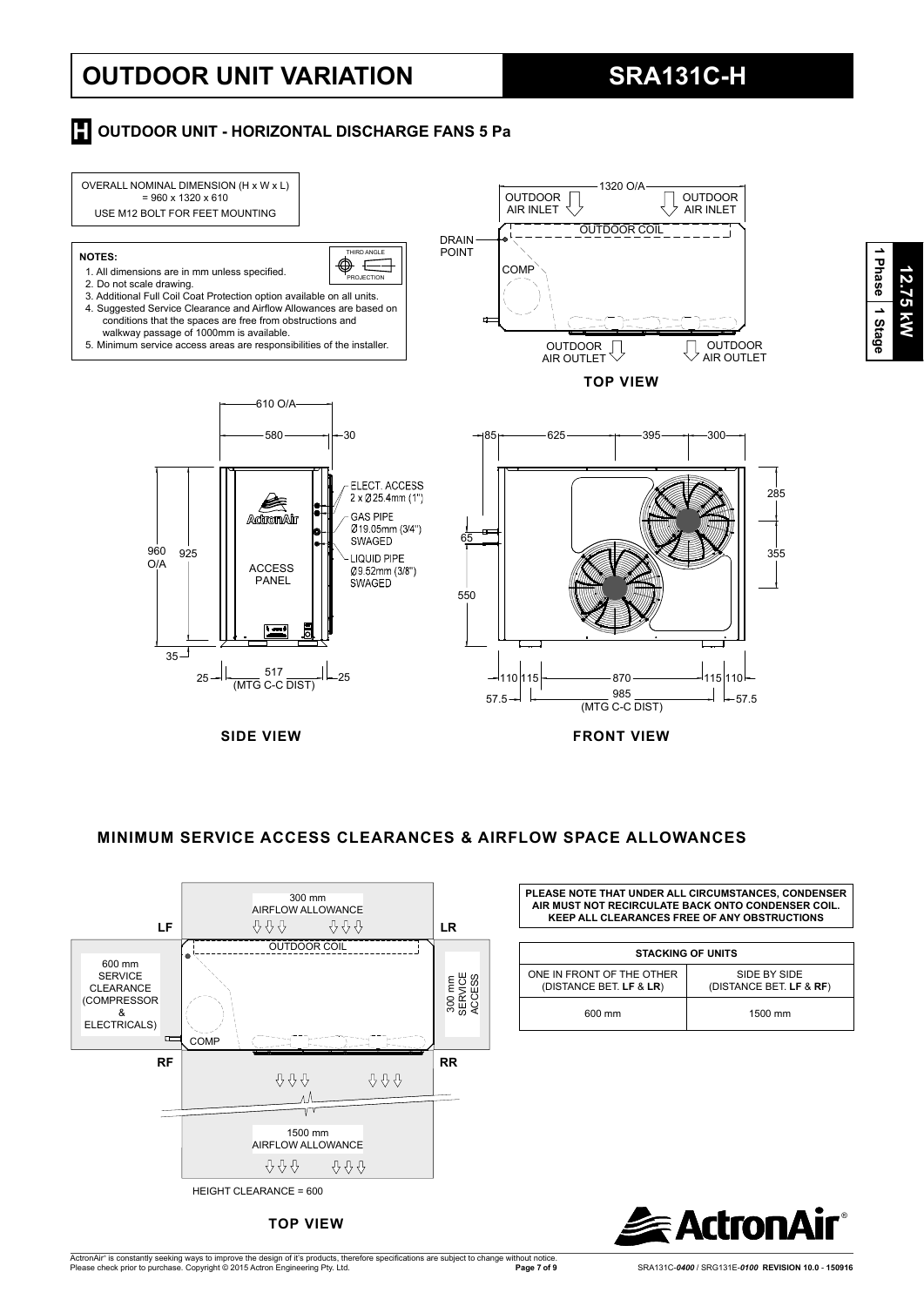# OUTDOOR UNIT VARIATION

# SRA131C-H

## H OUTDOOR UNIT - HORIZONTAL DISCHARGE FANS 5 Pa

OVERALL NOMINAL DIMENSION (H x W x L) = 960 x 1320 x 610

USE M12 BOLT FOR FEET MOUNTING

**NOTES:**

1. All dimensions are in mm unless specified.
2. Do not scale drawing.
3. Additional Full Coil Coat Protection option available on all units.
4. Suggested Service Clearance and Airflow Allowances are based on conditions that the spaces are free from obstructions and walkway passage of 1000mm is available.
5. Minimum service access areas are responsibilities of the installer.

THIRD ANGLE PROJECTION

1320 O/A

OUTDOOR AIR INLET | OUTDOOR AIR INLET

DRAIN POINT

OUTDOOR COIL

COMP

OUTDOOR AIR OUTLET | OUTDOOR AIR OUTLET

**TOP VIEW**

610 O/A

580 | 30

ELECT. ACCESS 2 x Ø25.4mm (1")

GAS PIPE Ø19.05mm (3/4") SWAGED

LIQUID PIPE Ø9.52mm (3/8") SWAGED

ACCESS PANEL

960 O/A | 925 | 35

25 | 517 (MTG C-C DIST) | 25

**SIDE VIEW**

85 | 625 | 395 | 300

285 | 355

65 | 550

110 | 115 | 870 | 115 | 110

57.5 | 985 (MTG C-C DIST) | 57.5

**FRONT VIEW**

## MINIMUM SERVICE ACCESS CLEARANCES & AIRFLOW SPACE ALLOWANCES

300 mm AIRFLOW ALLOWANCE

LF | LR | RF | RR

OUTDOOR COIL

600 mm SERVICE CLEARANCE (COMPRESSOR & ELECTRICALS)

300 mm SERVICE ACCESS

COMP

1500 mm AIRFLOW ALLOWANCE

HEIGHT CLEARANCE = 600

**TOP VIEW**

**PLEASE NOTE THAT UNDER ALL CIRCUMSTANCES, CONDENSER AIR MUST NOT RECIRCULATE BACK ONTO CONDENSER COIL. KEEP ALL CLEARANCES FREE OF ANY OBSTRUCTIONS**

| STACKING OF UNITS | |
|---|---|
| ONE IN FRONT OF THE OTHER (DISTANCE BET. **LF** & **LR**) | SIDE BY SIDE (DISTANCE BET. **LF** & **RF**) |
| 600 mm | 1500 mm |

12.75 kW | 1 Phase | 1 Stage

ActronAir® is constantly seeking ways to improve the design of it's products, therefore specifications are subject to change without notice. Please check prior to purchase. Copyright © 2015 Actron Engineering Pty. Ltd.

SRA131C-*0400* / SRG131E-*0100* **REVISION 10.0 - 150916**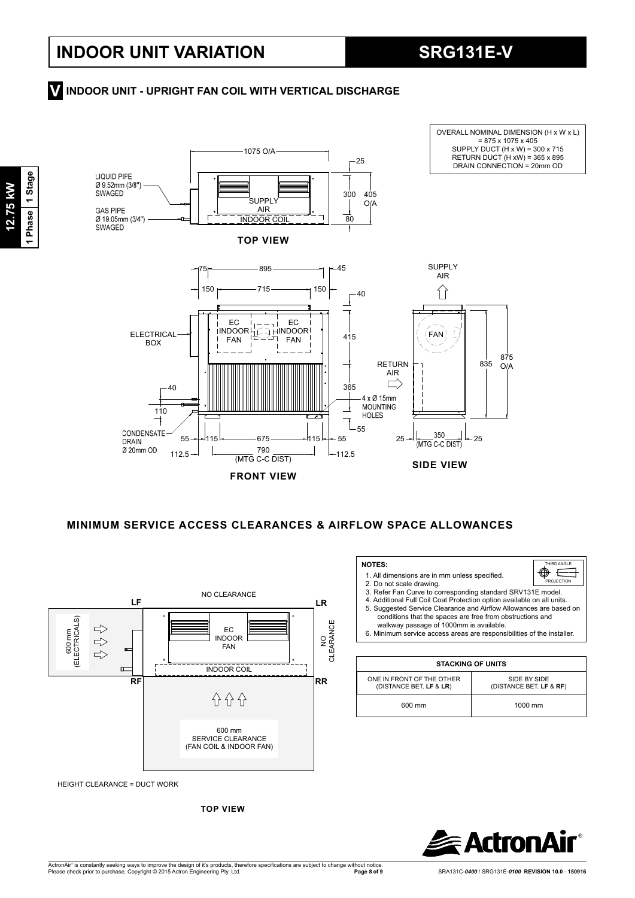# INDOOR UNIT VARIATION

# SRG131E-V

## V INDOOR UNIT - UPRIGHT FAN COIL WITH VERTICAL DISCHARGE

OVERALL NOMINAL DIMENSION (H x W x L) = 875 x 1075 x 405
SUPPLY DUCT (H x W) = 300 x 715
RETURN DUCT (H xW) = 365 x 895
DRAIN CONNECTION = 20mm OD

LIQUID PIPE Ø 9.52mm (3/8") SWAGED

GAS PIPE Ø 19.05mm (3/4") SWAGED

SUPPLY AIR

INDOOR COIL

1075 O/A, 25, 300, 405 O/A, 80

**TOP VIEW**

75, 895, 45, 150, 715, 150, 40, 415, 365, 55, 40, 110

ELECTRICAL BOX

EC INDOOR FAN

EC INDOOR FAN

4 x Ø 15mm MOUNTING HOLES

CONDENSATE DRAIN Ø 20mm OD

55, 115, 675, 115, 55

112.5, 790 (MTG C-C DIST), 112.5

**FRONT VIEW**

SUPPLY AIR

FAN

RETURN AIR

835, 875 O/A

25, 350 (MTG C-C DIST), 25

**SIDE VIEW**

## MINIMUM SERVICE ACCESS CLEARANCES & AIRFLOW SPACE ALLOWANCES

NO CLEARANCE

LF, LR, RF, RR

600 mm (ELECTRICALS)

EC INDOOR FAN

NO CLEARANCE

INDOOR COIL

600 mm SERVICE CLEARANCE (FAN COIL & INDOOR FAN)

HEIGHT CLEARANCE = DUCT WORK

**TOP VIEW**

**NOTES:**

THIRD ANGLE PROJECTION

1. All dimensions are in mm unless specified.
2. Do not scale drawing.
3. Refer Fan Curve to corresponding standard SRV131E model.
4. Additional Full Coil Coat Protection option available on all units.
5. Suggested Service Clearance and Airflow Allowances are based on conditions that the spaces are free from obstructions and walkway passage of 1000mm is available.
6. Minimum service access areas are responsibilities of the installer.

| STACKING OF UNITS | |
|---|---|
| ONE IN FRONT OF THE OTHER (DISTANCE BET. **LF** & **LR**) | SIDE BY SIDE (DISTANCE BET. **LF** & **RF**) |
| 600 mm | 1000 mm |

12.75 kW | 1 Phase | 1 Stage

ActronAir

ActronAir® is constantly seeking ways to improve the design of it's products, therefore specifications are subject to change without notice. Please check prior to purchase. Copyright © 2015 Actron Engineering Pty. Ltd.

SRA131C-*0400* / SRG131E-*0100* **REVISION 10.0 - 150916**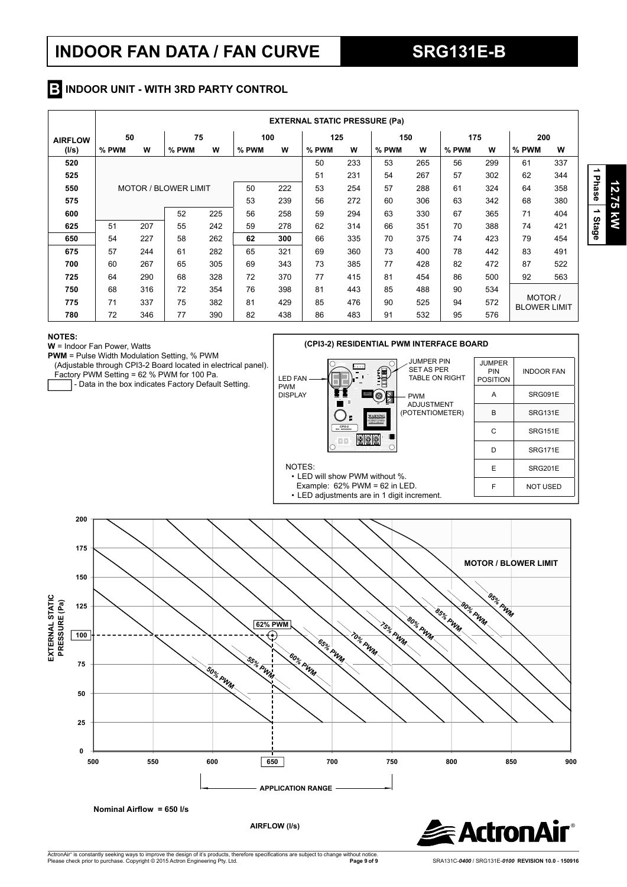# INDOOR FAN DATA / FAN CURVE

# SRG131E-B

## B INDOOR UNIT - WITH 3RD PARTY CONTROL

| AIRFLOW | EXTERNAL STATIC PRESSURE (Pa) | | | | | | | | | | | | | |
|---|---|---|---|---|---|---|---|---|---|---|---|---|---|---|
| | 50 | | 75 | | 100 | | 125 | | 150 | | 175 | | 200 | |
| (l/s) | % PWM | W | % PWM | W | % PWM | W | % PWM | W | % PWM | W | % PWM | W | % PWM | W |
| 520 | MOTOR / BLOWER LIMIT | | | | | | 50 | 233 | 53 | 265 | 56 | 299 | 61 | 337 |
| 525 | | | | | | | 51 | 231 | 54 | 267 | 57 | 302 | 62 | 344 |
| 550 | | | | | 50 | 222 | 53 | 254 | 57 | 288 | 61 | 324 | 64 | 358 |
| 575 | | | | | 53 | 239 | 56 | 272 | 60 | 306 | 63 | 342 | 68 | 380 |
| 600 | | | 52 | 225 | 56 | 258 | 59 | 294 | 63 | 330 | 67 | 365 | 71 | 404 |
| 625 | 51 | 207 | 55 | 242 | 59 | 278 | 62 | 314 | 66 | 351 | 70 | 388 | 74 | 421 |
| 650 | 54 | 227 | 58 | 262 | **62** | **300** | 66 | 335 | 70 | 375 | 74 | 423 | 79 | 454 |
| 675 | 57 | 244 | 61 | 282 | 65 | 321 | 69 | 360 | 73 | 400 | 78 | 442 | 83 | 491 |
| 700 | 60 | 267 | 65 | 305 | 69 | 343 | 73 | 385 | 77 | 428 | 82 | 472 | 87 | 522 |
| 725 | 64 | 290 | 68 | 328 | 72 | 370 | 77 | 415 | 81 | 454 | 86 | 500 | 92 | 563 |
| 750 | 68 | 316 | 72 | 354 | 76 | 398 | 81 | 443 | 85 | 488 | 90 | 534 | MOTOR / BLOWER LIMIT | |
| 775 | 71 | 337 | 75 | 382 | 81 | 429 | 85 | 476 | 90 | 525 | 94 | 572 | | |
| 780 | 72 | 346 | 77 | 390 | 82 | 438 | 86 | 483 | 91 | 532 | 95 | 576 | | |

1 Phase | 1 Stage | 12.75 kW

**NOTES:**
**W** = Indoor Fan Power, Watts
**PWM** = Pulse Width Modulation Setting, % PWM
(Adjustable through CPI3-2 Board located in electrical panel).
Factory PWM Setting = 62 % PWM for 100 Pa.
[ ] - Data in the box indicates Factory Default Setting.

**(CPI3-2) RESIDENTIAL PWM INTERFACE BOARD**

LED FAN PWM DISPLAY
JUMPER PIN SET AS PER TABLE ON RIGHT
PWM ADJUSTMENT (POTENTIOMETER)

| JUMPER PIN POSITION | INDOOR FAN |
|---|---|
| A | SRG091E |
| B | SRG131E |
| C | SRG151E |
| D | SRG171E |
| E | SRG201E |
| F | NOT USED |

NOTES:
- LED will show PWM without %.
  Example: 62% PWM = 62 in LED.
- LED adjustments are in 1 digit increment.

EXTERNAL STATIC PRESSURE (Pa)
200
175
150
125
100
75
50
25
0
500 550 600 650 700 750 800 850 900
MOTOR / BLOWER LIMIT
62% PWM
50% PWM
55% PWM
60% PWM
65% PWM
70% PWM
75% PWM
80% PWM
85% PWM
90% PWM
95% PWM
APPLICATION RANGE
AIRFLOW (l/s)

Nominal Airflow = 650 l/s

ActronAir

ActronAir® is constantly seeking ways to improve the design of it's products, therefore specifications are subject to change without notice.
Please check prior to purchase. Copyright © 2015 Actron Engineering Pty. Ltd.

SRA131C-*0400* / SRG131E-*0100* REVISION 10.0 - 150916